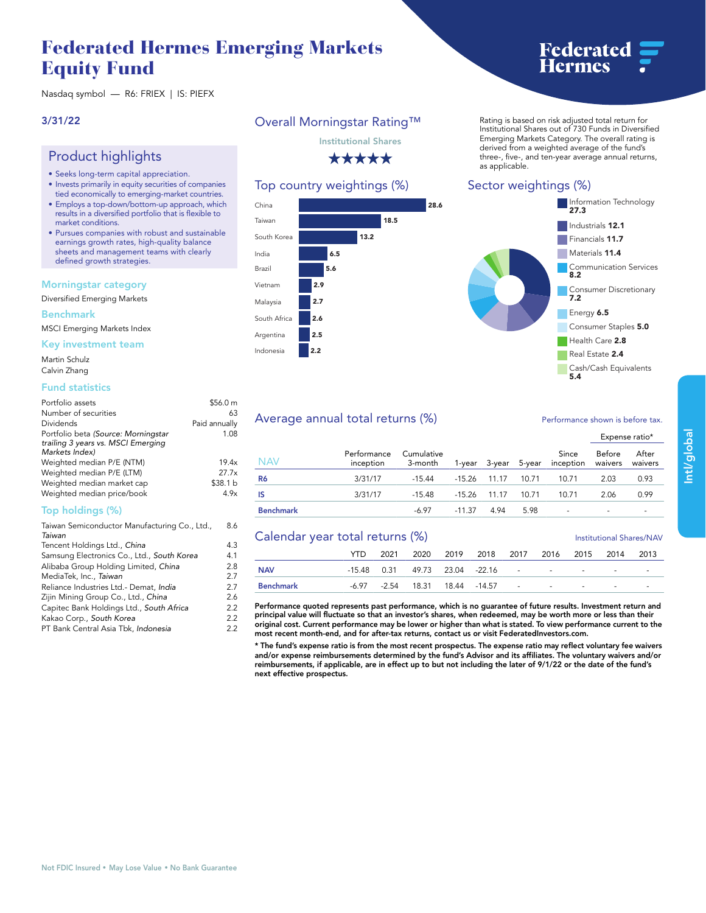# Federated Hermes Emerging Markets Equity Fund

Nasdaq symbol — R6: FRIEX | IS: PIEFX

Federated Hermes

3/31/22

## Product highlights

- Seeks long-term capital appreciation.
- Invests primarily in equity securities of companies tied economically to emerging-market countries.
- Employs a top-down/bottom-up approach, which results in a diversified portfolio that is flexible to market conditions.
- Pursues companies with robust and sustainable earnings growth rates, high-quality balance sheets and management teams with clearly defined growth strategies.

### Morningstar category

Diversified Emerging Markets

### Benchmark

MSCI Emerging Markets Index

### Key investment team

Martin Schulz
Calvin Zhang

### Fund statistics

| | |
|---|---|
| Portfolio assets | $56.0 m |
| Number of securities | 63 |
| Dividends | Paid annually |
| Portfolio beta *(Source: Morningstar trailing 3 years vs. MSCI Emerging Markets Index)* | 1.08 |
| Weighted median P/E (NTM) | 19.4x |
| Weighted median P/E (LTM) | 27.7x |
| Weighted median market cap | $38.1 b |
| Weighted median price/book | 4.9x |

### Top holdings (%)

| | |
|---|---|
| Taiwan Semiconductor Manufacturing Co., Ltd., *Taiwan* | 8.6 |
| Tencent Holdings Ltd., *China* | 4.3 |
| Samsung Electronics Co., Ltd., *South Korea* | 4.1 |
| Alibaba Group Holding Limited, *China* | 2.8 |
| MediaTek, Inc., *Taiwan* | 2.7 |
| Reliance Industries Ltd.- Demat, *India* | 2.7 |
| Zijin Mining Group Co., Ltd., *China* | 2.6 |
| Capitec Bank Holdings Ltd., *South Africa* | 2.2 |
| Kakao Corp., *South Korea* | 2.2 |
| PT Bank Central Asia Tbk, *Indonesia* | 2.2 |

## Overall Morningstar Rating™

Institutional Shares

★★★★★

Rating is based on risk adjusted total return for Institutional Shares out of 730 Funds in Diversified Emerging Markets Category. The overall rating is derived from a weighted average of the fund's three-, five-, and ten-year average annual returns, as applicable.

## Top country weightings (%)

| Country | % |
|---|---|
| China | 28.6 |
| Taiwan | 18.5 |
| South Korea | 13.2 |
| India | 6.5 |
| Brazil | 5.6 |
| Vietnam | 2.9 |
| Malaysia | 2.7 |
| South Africa | 2.6 |
| Argentina | 2.5 |
| Indonesia | 2.2 |

## Sector weightings (%)

| Sector | % |
|---|---|
| Information Technology | 27.3 |
| Industrials | 12.1 |
| Financials | 11.7 |
| Materials | 11.4 |
| Communication Services | 8.2 |
| Consumer Discretionary | 7.2 |
| Energy | 6.5 |
| Consumer Staples | 5.0 |
| Health Care | 2.8 |
| Real Estate | 2.4 |
| Cash/Cash Equivalents | 5.4 |

## Average annual total returns (%)

Performance shown is before tax.

| NAV | Performance inception | Cumulative 3-month | 1-year | 3-year | 5-year | Since inception | Expense ratio* Before waivers | Expense ratio* After waivers |
|---|---|---|---|---|---|---|---|---|
| **R6** | 3/31/17 | -15.44 | -15.26 | 11.17 | 10.71 | 10.71 | 2.03 | 0.93 |
| **IS** | 3/31/17 | -15.48 | -15.26 | 11.17 | 10.71 | 10.71 | 2.06 | 0.99 |
| **Benchmark** | | -6.97 | -11.37 | 4.94 | 5.98 | - | - | - |

## Calendar year total returns (%)

Institutional Shares/NAV

| | YTD | 2021 | 2020 | 2019 | 2018 | 2017 | 2016 | 2015 | 2014 | 2013 |
|---|---|---|---|---|---|---|---|---|---|---|
| **NAV** | -15.48 | 0.31 | 49.73 | 23.04 | -22.16 | - | - | - | - | - |
| **Benchmark** | -6.97 | -2.54 | 18.31 | 18.44 | -14.57 | - | - | - | - | - |

**Performance quoted represents past performance, which is no guarantee of future results. Investment return and principal value will fluctuate so that an investor's shares, when redeemed, may be worth more or less than their original cost. Current performance may be lower or higher than what is stated. To view performance current to the most recent month-end, and for after-tax returns, contact us or visit FederatedInvestors.com.**

**\* The fund's expense ratio is from the most recent prospectus. The expense ratio may reflect voluntary fee waivers and/or expense reimbursements determined by the fund's Advisor and its affiliates. The voluntary waivers and/or reimbursements, if applicable, are in effect up to but not including the later of 9/1/22 or the date of the fund's next effective prospectus.**

Intl/global

Not FDIC Insured • May Lose Value • No Bank Guarantee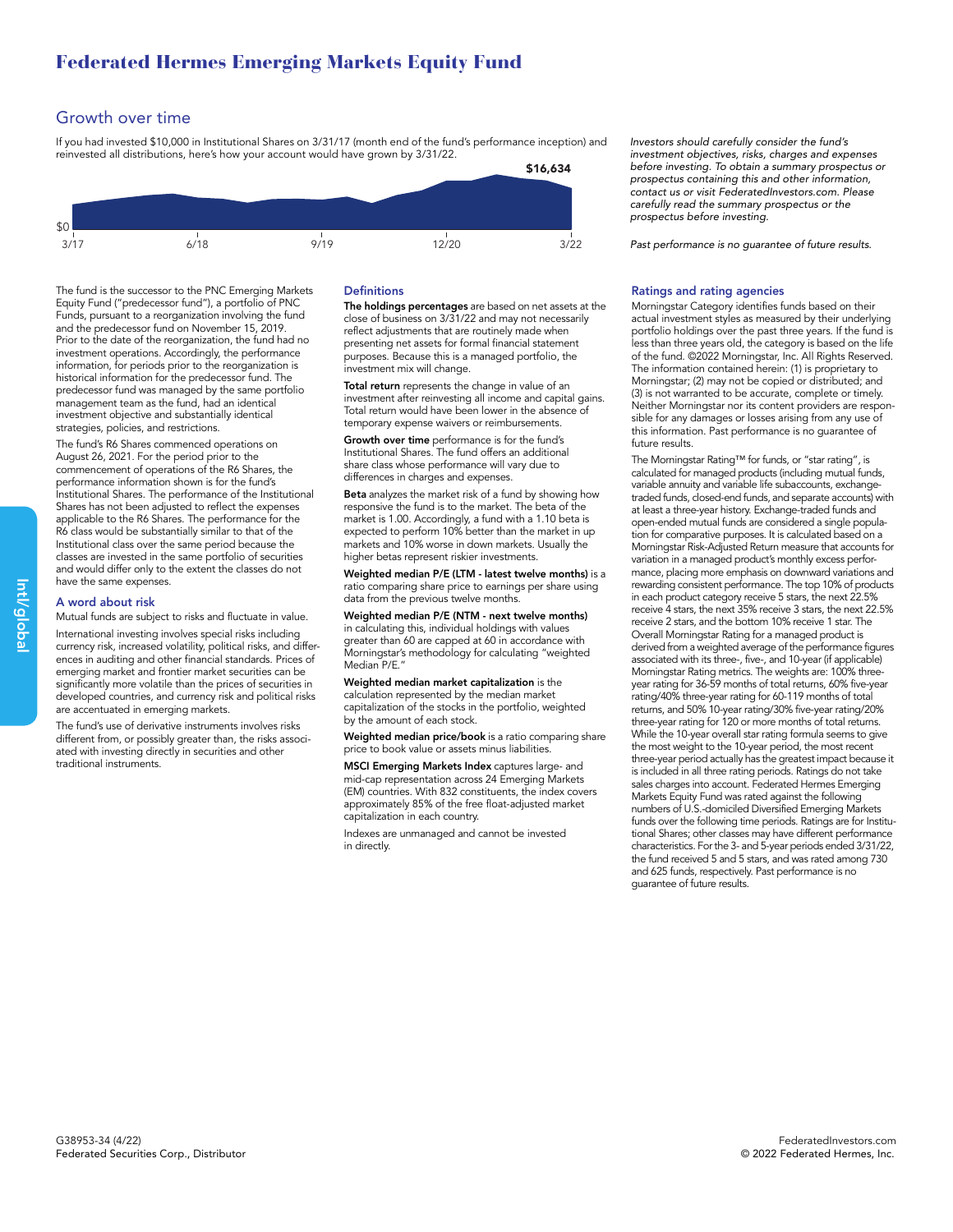# Federated Hermes Emerging Markets Equity Fund

## Growth over time

If you had invested $10,000 in Institutional Shares on 3/31/17 (month end of the fund's performance inception) and reinvested all distributions, here's how your account would have grown by 3/31/22.

$16,634

$0

3/17

6/18

9/19

12/20

3/22

*Investors should carefully consider the fund's investment objectives, risks, charges and expenses before investing. To obtain a summary prospectus or prospectus containing this and other information, contact us or visit FederatedInvestors.com. Please carefully read the summary prospectus or the prospectus before investing.*

*Past performance is no guarantee of future results.*

The fund is the successor to the PNC Emerging Markets Equity Fund ("predecessor fund"), a portfolio of PNC Funds, pursuant to a reorganization involving the fund and the predecessor fund on November 15, 2019. Prior to the date of the reorganization, the fund had no investment operations. Accordingly, the performance information, for periods prior to the reorganization is historical information for the predecessor fund. The predecessor fund was managed by the same portfolio management team as the fund, had an identical investment objective and substantially identical strategies, policies, and restrictions.

The fund's R6 Shares commenced operations on August 26, 2021. For the period prior to the commencement of operations of the R6 Shares, the performance information shown is for the fund's Institutional Shares. The performance of the Institutional Shares has not been adjusted to reflect the expenses applicable to the R6 Shares. The performance for the R6 class would be substantially similar to that of the Institutional class over the same period because the classes are invested in the same portfolio of securities and would differ only to the extent the classes do not have the same expenses.

### A word about risk

Mutual funds are subject to risks and fluctuate in value.

International investing involves special risks including currency risk, increased volatility, political risks, and differences in auditing and other financial standards. Prices of emerging market and frontier market securities can be significantly more volatile than the prices of securities in developed countries, and currency risk and political risks are accentuated in emerging markets.

The fund's use of derivative instruments involves risks different from, or possibly greater than, the risks associated with investing directly in securities and other traditional instruments.

### Definitions

**The holdings percentages** are based on net assets at the close of business on 3/31/22 and may not necessarily reflect adjustments that are routinely made when presenting net assets for formal financial statement purposes. Because this is a managed portfolio, the investment mix will change.

**Total return** represents the change in value of an investment after reinvesting all income and capital gains. Total return would have been lower in the absence of temporary expense waivers or reimbursements.

**Growth over time** performance is for the fund's Institutional Shares. The fund offers an additional share class whose performance will vary due to differences in charges and expenses.

**Beta** analyzes the market risk of a fund by showing how responsive the fund is to the market. The beta of the market is 1.00. Accordingly, a fund with a 1.10 beta is expected to perform 10% better than the market in up markets and 10% worse in down markets. Usually the higher betas represent riskier investments.

**Weighted median P/E (LTM - latest twelve months)** is a ratio comparing share price to earnings per share using data from the previous twelve months.

**Weighted median P/E (NTM - next twelve months)** in calculating this, individual holdings with values greater than 60 are capped at 60 in accordance with Morningstar's methodology for calculating "weighted Median P/E."

**Weighted median market capitalization** is the calculation represented by the median market capitalization of the stocks in the portfolio, weighted by the amount of each stock.

**Weighted median price/book** is a ratio comparing share price to book value or assets minus liabilities.

**MSCI Emerging Markets Index** captures large- and mid-cap representation across 24 Emerging Markets (EM) countries. With 832 constituents, the index covers approximately 85% of the free float-adjusted market capitalization in each country.

Indexes are unmanaged and cannot be invested in directly.

### Ratings and rating agencies

Morningstar Category identifies funds based on their actual investment styles as measured by their underlying portfolio holdings over the past three years. If the fund is less than three years old, the category is based on the life of the fund. ©2022 Morningstar, Inc. All Rights Reserved. The information contained herein: (1) is proprietary to Morningstar; (2) may not be copied or distributed; and (3) is not warranted to be accurate, complete or timely. Neither Morningstar nor its content providers are responsible for any damages or losses arising from any use of this information. Past performance is no guarantee of future results.

The Morningstar Rating™ for funds, or "star rating", is calculated for managed products (including mutual funds, variable annuity and variable life subaccounts, exchange-traded funds, closed-end funds, and separate accounts) with at least a three-year history. Exchange-traded funds and open-ended mutual funds are considered a single population for comparative purposes. It is calculated based on a Morningstar Risk-Adjusted Return measure that accounts for variation in a managed product's monthly excess performance, placing more emphasis on downward variations and rewarding consistent performance. The top 10% of products in each product category receive 5 stars, the next 22.5% receive 4 stars, the next 35% receive 3 stars, the next 22.5% receive 2 stars, and the bottom 10% receive 1 star. The Overall Morningstar Rating for a managed product is derived from a weighted average of the performance figures associated with its three-, five-, and 10-year (if applicable) Morningstar Rating metrics. The weights are: 100% three-year rating for 36-59 months of total returns, 60% five-year rating/40% three-year rating for 60-119 months of total returns, and 50% 10-year rating/30% five-year rating/20% three-year rating for 120 or more months of total returns. While the 10-year overall star rating formula seems to give the most weight to the 10-year period, the most recent three-year period actually has the greatest impact because it is included in all three rating periods. Ratings do not take sales charges into account. Federated Hermes Emerging Markets Equity Fund was rated against the following numbers of U.S.-domiciled Diversified Emerging Markets funds over the following time periods. Ratings are for Institutional Shares; other classes may have different performance characteristics. For the 3- and 5-year periods ended 3/31/22, the fund received 5 and 5 stars, and was rated among 730 and 625 funds, respectively. Past performance is no guarantee of future results.

G38953-34 (4/22)
Federated Securities Corp., Distributor

FederatedInvestors.com
© 2022 Federated Hermes, Inc.